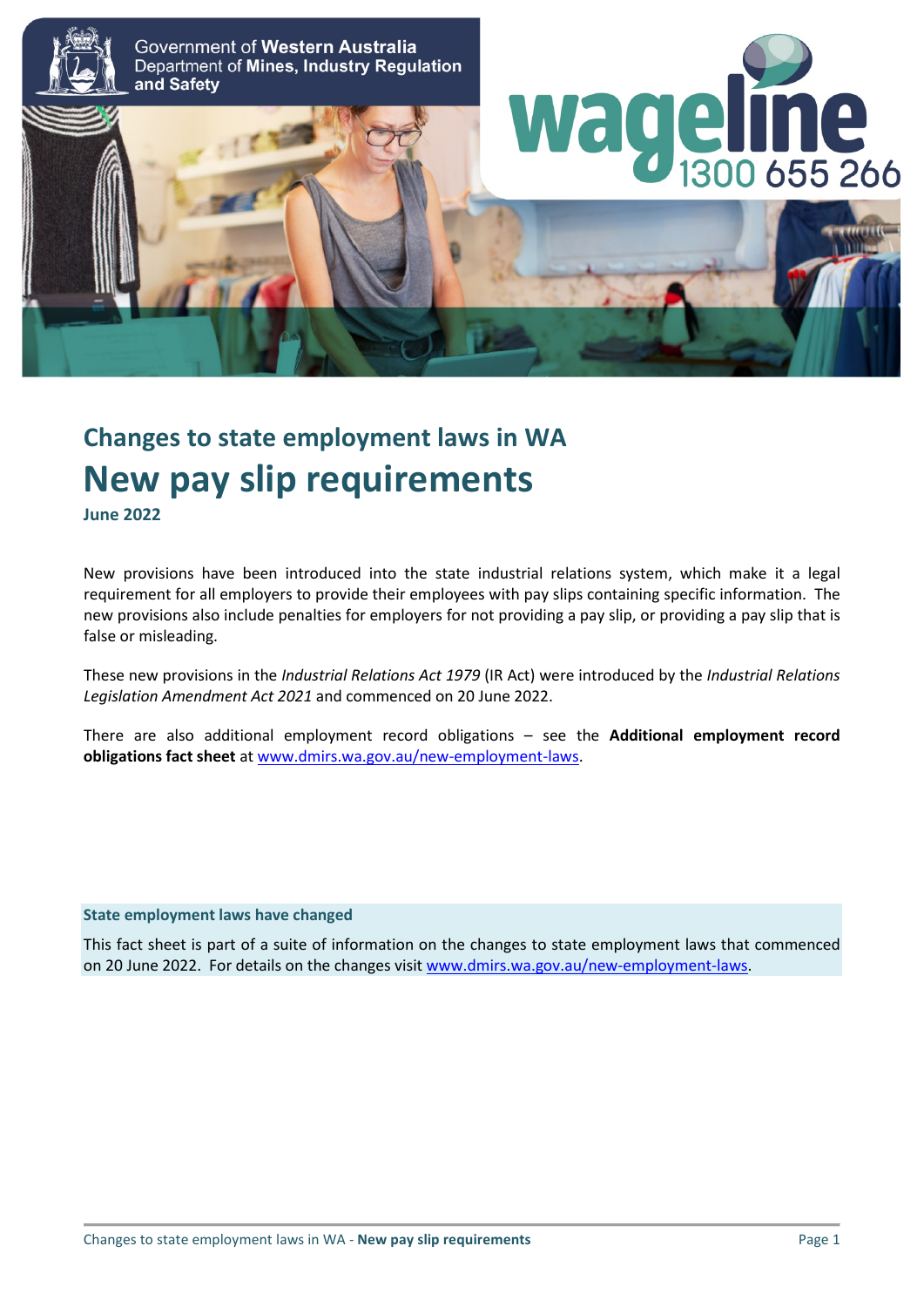Government of **Western Australia**
Department of **Mines, Industry Regulation and Safety**

wageline 1300 655 266

## Changes to state employment laws in WA

# New pay slip requirements

**June 2022**

New provisions have been introduced into the state industrial relations system, which make it a legal requirement for all employers to provide their employees with pay slips containing specific information. The new provisions also include penalties for employers for not providing a pay slip, or providing a pay slip that is false or misleading.

These new provisions in the *Industrial Relations Act 1979* (IR Act) were introduced by the *Industrial Relations Legislation Amendment Act 2021* and commenced on 20 June 2022.

There are also additional employment record obligations – see the **Additional employment record obligations fact sheet** at www.dmirs.wa.gov.au/new-employment-laws.

**State employment laws have changed**

This fact sheet is part of a suite of information on the changes to state employment laws that commenced on 20 June 2022. For details on the changes visit www.dmirs.wa.gov.au/new-employment-laws.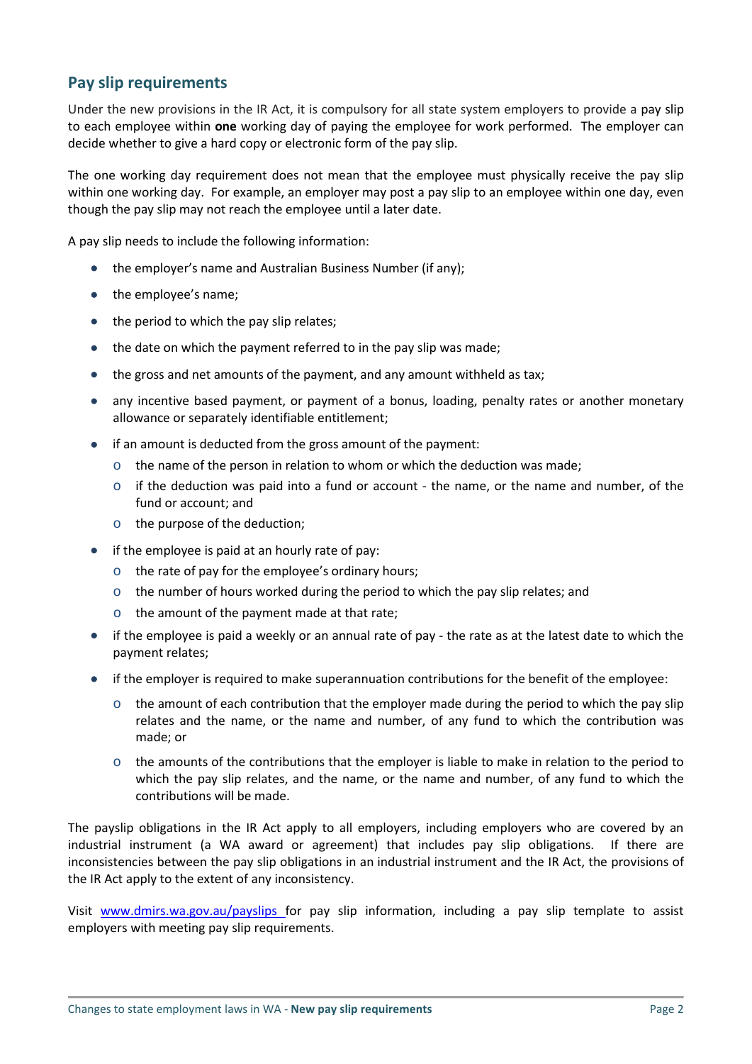## Pay slip requirements

Under the new provisions in the IR Act, it is compulsory for all state system employers to provide a pay slip to each employee within **one** working day of paying the employee for work performed. The employer can decide whether to give a hard copy or electronic form of the pay slip.

The one working day requirement does not mean that the employee must physically receive the pay slip within one working day. For example, an employer may post a pay slip to an employee within one day, even though the pay slip may not reach the employee until a later date.

A pay slip needs to include the following information:

- the employer's name and Australian Business Number (if any);
- the employee's name;
- the period to which the pay slip relates;
- the date on which the payment referred to in the pay slip was made;
- the gross and net amounts of the payment, and any amount withheld as tax;
- any incentive based payment, or payment of a bonus, loading, penalty rates or another monetary allowance or separately identifiable entitlement;
- if an amount is deducted from the gross amount of the payment:
  - the name of the person in relation to whom or which the deduction was made;
  - if the deduction was paid into a fund or account - the name, or the name and number, of the fund or account; and
  - the purpose of the deduction;
- if the employee is paid at an hourly rate of pay:
  - the rate of pay for the employee's ordinary hours;
  - the number of hours worked during the period to which the pay slip relates; and
  - the amount of the payment made at that rate;
- if the employee is paid a weekly or an annual rate of pay - the rate as at the latest date to which the payment relates;
- if the employer is required to make superannuation contributions for the benefit of the employee:
  - the amount of each contribution that the employer made during the period to which the pay slip relates and the name, or the name and number, of any fund to which the contribution was made; or
  - the amounts of the contributions that the employer is liable to make in relation to the period to which the pay slip relates, and the name, or the name and number, of any fund to which the contributions will be made.

The payslip obligations in the IR Act apply to all employers, including employers who are covered by an industrial instrument (a WA award or agreement) that includes pay slip obligations. If there are inconsistencies between the pay slip obligations in an industrial instrument and the IR Act, the provisions of the IR Act apply to the extent of any inconsistency.

Visit [www.dmirs.wa.gov.au/payslips](http://www.dmirs.wa.gov.au/payslips) for pay slip information, including a pay slip template to assist employers with meeting pay slip requirements.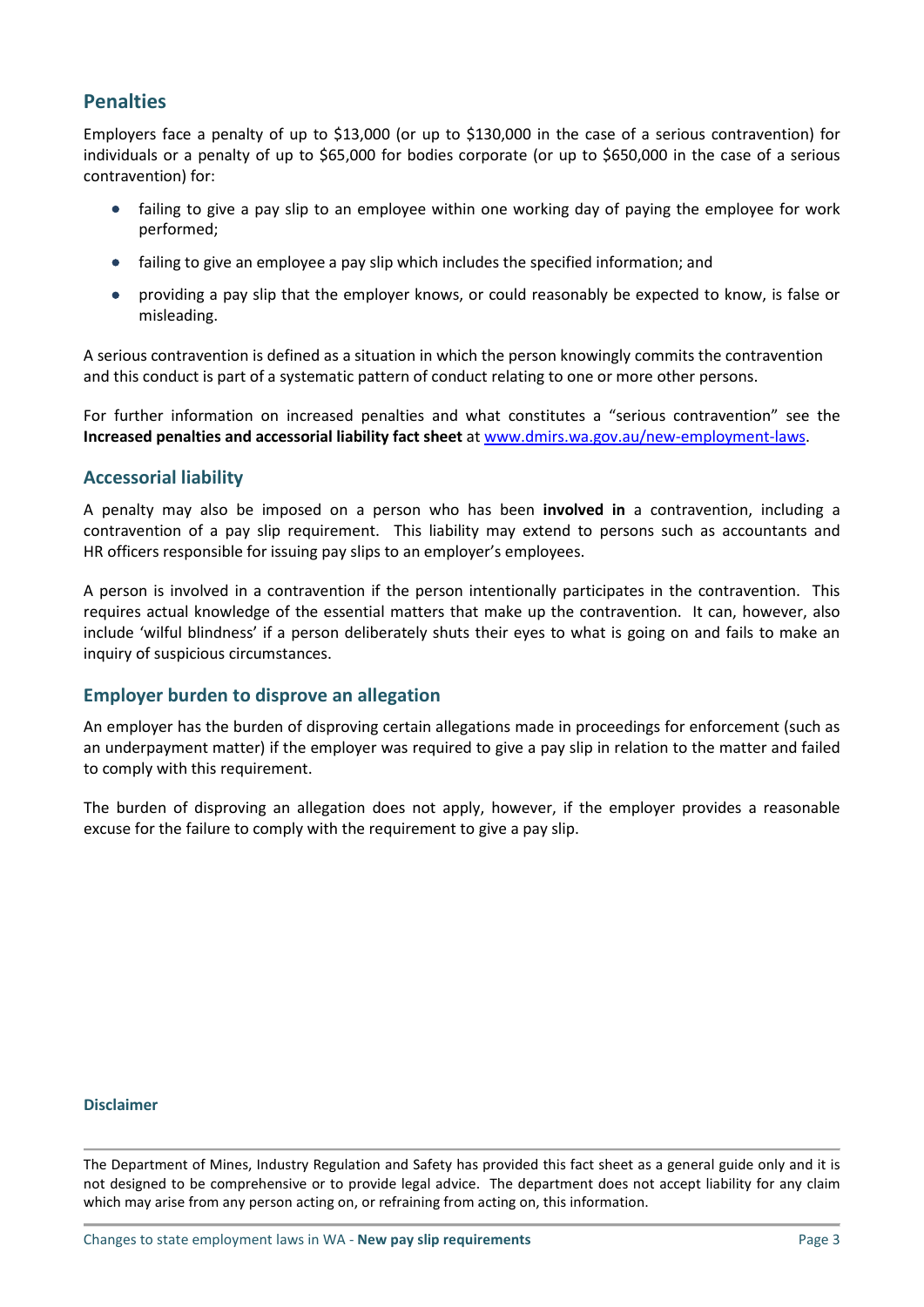## Penalties

Employers face a penalty of up to $13,000 (or up to $130,000 in the case of a serious contravention) for individuals or a penalty of up to $65,000 for bodies corporate (or up to $650,000 in the case of a serious contravention) for:

- failing to give a pay slip to an employee within one working day of paying the employee for work performed;
- failing to give an employee a pay slip which includes the specified information; and
- providing a pay slip that the employer knows, or could reasonably be expected to know, is false or misleading.

A serious contravention is defined as a situation in which the person knowingly commits the contravention and this conduct is part of a systematic pattern of conduct relating to one or more other persons.

For further information on increased penalties and what constitutes a "serious contravention" see the **Increased penalties and accessorial liability fact sheet** at www.dmirs.wa.gov.au/new-employment-laws.

## Accessorial liability

A penalty may also be imposed on a person who has been **involved in** a contravention, including a contravention of a pay slip requirement. This liability may extend to persons such as accountants and HR officers responsible for issuing pay slips to an employer's employees.

A person is involved in a contravention if the person intentionally participates in the contravention. This requires actual knowledge of the essential matters that make up the contravention. It can, however, also include 'wilful blindness' if a person deliberately shuts their eyes to what is going on and fails to make an inquiry of suspicious circumstances.

## Employer burden to disprove an allegation

An employer has the burden of disproving certain allegations made in proceedings for enforcement (such as an underpayment matter) if the employer was required to give a pay slip in relation to the matter and failed to comply with this requirement.

The burden of disproving an allegation does not apply, however, if the employer provides a reasonable excuse for the failure to comply with the requirement to give a pay slip.

#### Disclaimer

The Department of Mines, Industry Regulation and Safety has provided this fact sheet as a general guide only and it is not designed to be comprehensive or to provide legal advice. The department does not accept liability for any claim which may arise from any person acting on, or refraining from acting on, this information.